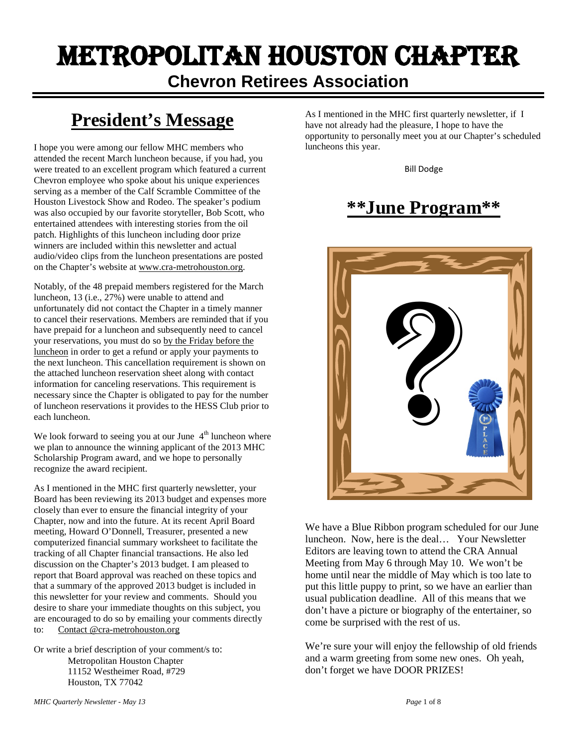# METROPOLITAN HOUSTON CHAPTER

## Chevron Retirees Association

## President's Message

I hope you were among our fellow MHC members who attended the recent March luncheon because, if you had, you were treated to an excellent program which featured a current Chevron employee who spoke about his unique experiences serving as a member of the Calf Scramble Committee of the Houston Livestock Show and Rodeo. The speaker's podium was also occupied by our favorite storyteller, Bob Scott, who entertained attendees with interesting stories from the oil patch. Highlights of this luncheon including door prize winners are included within this newsletter and actual audio/video clips from the luncheon presentations are posted on the Chapter's website at www.cra-metrohouston.org.

Notably, of the 48 prepaid members registered for the March luncheon, 13 (i.e., 27%) were unable to attend and unfortunately did not contact the Chapter in a timely manner to cancel their reservations. Members are reminded that if you have prepaid for a luncheon and subsequently need to cancel your reservations, you must do so by the Friday before the luncheon in order to get a refund or apply your payments to the next luncheon. This cancellation requirement is shown on the attached luncheon reservation sheet along with contact information for canceling reservations. This requirement is necessary since the Chapter is obligated to pay for the number of luncheon reservations it provides to the HESS Club prior to each luncheon.

We look forward to seeing you at our June 4th luncheon where we plan to announce the winning applicant of the 2013 MHC Scholarship Program award, and we hope to personally recognize the award recipient.

As I mentioned in the MHC first quarterly newsletter, your Board has been reviewing its 2013 budget and expenses more closely than ever to ensure the financial integrity of your Chapter, now and into the future. At its recent April Board meeting, Howard O'Donnell, Treasurer, presented a new computerized financial summary worksheet to facilitate the tracking of all Chapter financial transactions. He also led discussion on the Chapter's 2013 budget. I am pleased to report that Board approval was reached on these topics and that a summary of the approved 2013 budget is included in this newsletter for your review and comments. Should you desire to share your immediate thoughts on this subject, you are encouraged to do so by emailing your comments directly to: Contact @cra-metrohouston.org

Or write a brief description of your comment/s to:
Metropolitan Houston Chapter
11152 Westheimer Road, #729
Houston, TX 77042

As I mentioned in the MHC first quarterly newsletter, if I have not already had the pleasure, I hope to have the opportunity to personally meet you at our Chapter's scheduled luncheons this year.

Bill Dodge

## **June Program**

We have a Blue Ribbon program scheduled for our June luncheon. Now, here is the deal… Your Newsletter Editors are leaving town to attend the CRA Annual Meeting from May 6 through May 10. We won't be home until near the middle of May which is too late to put this little puppy to print, so we have an earlier than usual publication deadline. All of this means that we don't have a picture or biography of the entertainer, so come be surprised with the rest of us.

We're sure your will enjoy the fellowship of old friends and a warm greeting from some new ones. Oh yeah, don't forget we have DOOR PRIZES!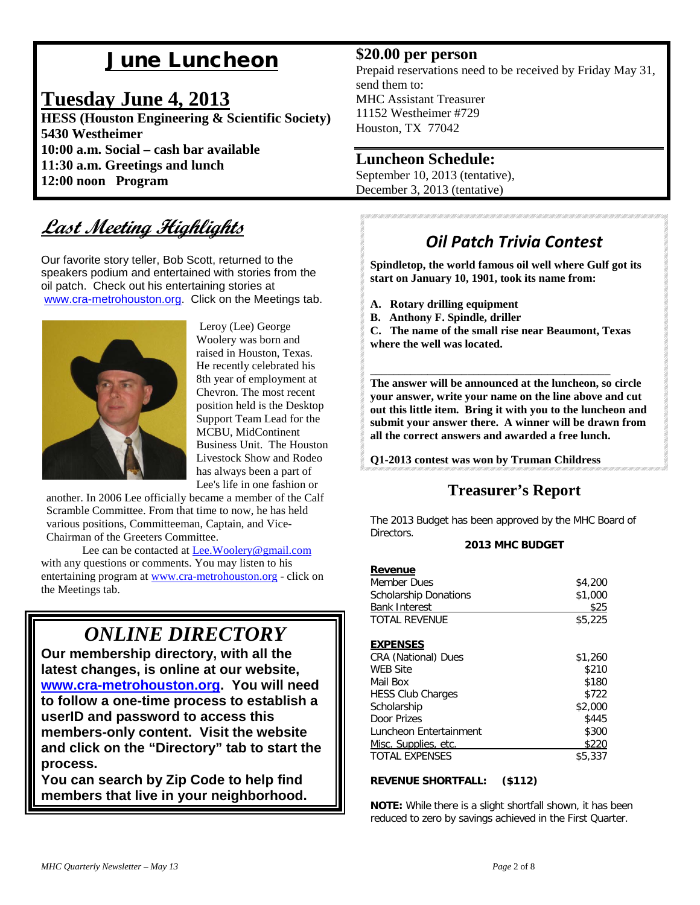# June Luncheon

## Tuesday June 4, 2013

**HESS (Houston Engineering & Scientific Society)**
**5430 Westheimer**
**10:00 a.m. Social – cash bar available**
**11:30 a.m. Greetings and lunch**
**12:00 noon Program**

### $20.00 per person

Prepaid reservations need to be received by Friday May 31, send them to:
MHC Assistant Treasurer
11152 Westheimer #729
Houston, TX 77042

### Luncheon Schedule:

September 10, 2013 (tentative),
December 3, 2013 (tentative)

## Last Meeting Highlights

Our favorite story teller, Bob Scott, returned to the speakers podium and entertained with stories from the oil patch. Check out his entertaining stories at www.cra-metrohouston.org. Click on the Meetings tab.

Leroy (Lee) George Woolery was born and raised in Houston, Texas. He recently celebrated his 8th year of employment at Chevron. The most recent position held is the Desktop Support Team Lead for the MCBU, MidContinent Business Unit. The Houston Livestock Show and Rodeo has always been a part of Lee's life in one fashion or another. In 2006 Lee officially became a member of the Calf Scramble Committee. From that time to now, he has held various positions, Committeeman, Captain, and Vice-Chairman of the Greeters Committee.

Lee can be contacted at Lee.Woolery@gmail.com with any questions or comments. You may listen to his entertaining program at www.cra-metrohouston.org - click on the Meetings tab.

## ONLINE DIRECTORY

**Our membership directory, with all the latest changes, is online at our website, www.cra-metrohouston.org. You will need to follow a one-time process to establish a userID and password to access this members-only content. Visit the website and click on the "Directory" tab to start the process.**

**You can search by Zip Code to help find members that live in your neighborhood.**

## Oil Patch Trivia Contest

**Spindletop, the world famous oil well where Gulf got its start on January 10, 1901, took its name from:**

**A. Rotary drilling equipment**
**B. Anthony F. Spindle, driller**
**C. The name of the small rise near Beaumont, Texas where the well was located.**

\_\_\_\_\_\_\_\_\_\_\_\_\_\_\_\_\_\_\_\_\_\_\_\_\_\_\_\_\_\_\_\_\_\_\_\_\_\_\_\_

**The answer will be announced at the luncheon, so circle your answer, write your name on the line above and cut out this little item. Bring it with you to the luncheon and submit your answer there. A winner will be drawn from all the correct answers and awarded a free lunch.**

**Q1-2013 contest was won by Truman Childress**

## Treasurer's Report

The 2013 Budget has been approved by the MHC Board of Directors.

**2013 MHC BUDGET**

| **Revenue** | |
|---|---|
| Member Dues | $4,200 |
| Scholarship Donations | $1,000 |
| Bank Interest | $25 |
| TOTAL REVENUE | $5,225 |

| **EXPENSES** | |
|---|---|
| CRA (National) Dues | $1,260 |
| WEB Site | $210 |
| Mail Box | $180 |
| HESS Club Charges | $722 |
| Scholarship | $2,000 |
| Door Prizes | $445 |
| Luncheon Entertainment | $300 |
| Misc. Supplies, etc. | $220 |
| TOTAL EXPENSES | $5,337 |

**REVENUE SHORTFALL: ($112)**

**NOTE:** While there is a slight shortfall shown, it has been reduced to zero by savings achieved in the First Quarter.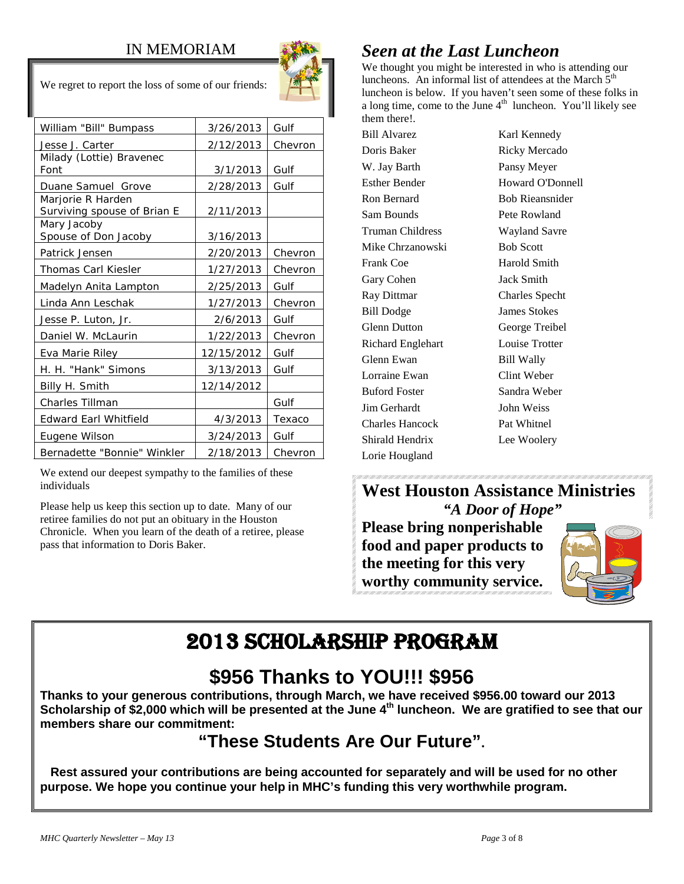## IN MEMORIAM

We regret to report the loss of some of our friends:

| Name | Date | Company |
|---|---|---|
| William "Bill" Bumpass | 3/26/2013 | Gulf |
| Jesse J. Carter | 2/12/2013 | Chevron |
| Milady (Lottie) Bravenec Font | 3/1/2013 | Gulf |
| Duane Samuel Grove | 2/28/2013 | Gulf |
| Marjorie R Harden Surviving spouse of Brian E | 2/11/2013 | |
| Mary Jacoby Spouse of Don Jacoby | 3/16/2013 | |
| Patrick Jensen | 2/20/2013 | Chevron |
| Thomas Carl Kiesler | 1/27/2013 | Chevron |
| Madelyn Anita Lampton | 2/25/2013 | Gulf |
| Linda Ann Leschak | 1/27/2013 | Chevron |
| Jesse P. Luton, Jr. | 2/6/2013 | Gulf |
| Daniel W. McLaurin | 1/22/2013 | Chevron |
| Eva Marie Riley | 12/15/2012 | Gulf |
| H. H. "Hank" Simons | 3/13/2013 | Gulf |
| Billy H. Smith | 12/14/2012 | |
| Charles Tillman | | Gulf |
| Edward Earl Whitfield | 4/3/2013 | Texaco |
| Eugene Wilson | 3/24/2013 | Gulf |
| Bernadette "Bonnie" Winkler | 2/18/2013 | Chevron |

We extend our deepest sympathy to the families of these individuals

Please help us keep this section up to date. Many of our retiree families do not put an obituary in the Houston Chronicle. When you learn of the death of a retiree, please pass that information to Doris Baker.

## *Seen at the Last Luncheon*

We thought you might be interested in who is attending our luncheons. An informal list of attendees at the March 5th luncheon is below. If you haven't seen some of these folks in a long time, come to the June 4th luncheon. You'll likely see them there!.

- Bill Alvarez
- Doris Baker
- W. Jay Barth
- Esther Bender
- Ron Bernard
- Sam Bounds
- Truman Childress
- Mike Chrzanowski
- Frank Coe
- Gary Cohen
- Ray Dittmar
- Bill Dodge
- Glenn Dutton
- Richard Englehart
- Glenn Ewan
- Lorraine Ewan
- Buford Foster
- Jim Gerhardt
- Charles Hancock
- Shirald Hendrix
- Lorie Hougland
- Karl Kennedy
- Ricky Mercado
- Pansy Meyer
- Howard O'Donnell
- Bob Rieansnider
- Pete Rowland
- Wayland Savre
- Bob Scott
- Harold Smith
- Jack Smith
- Charles Specht
- James Stokes
- George Treibel
- Louise Trotter
- Bill Wally
- Clint Weber
- Sandra Weber
- John Weiss
- Pat Whitnel
- Lee Woolery

## West Houston Assistance Ministries

***"A Door of Hope"***

**Please bring nonperishable food and paper products to the meeting for this very worthy community service.**

# 2013 SCHOLARSHIP PROGRAM

## $956 Thanks to YOU!!! $956

**Thanks to your generous contributions, through March, we have received $956.00 toward our 2013 Scholarship of $2,000 which will be presented at the June 4th luncheon. We are gratified to see that our members share our commitment:**

## "These Students Are Our Future".

**Rest assured your contributions are being accounted for separately and will be used for no other purpose. We hope you continue your help in MHC's funding this very worthwhile program.**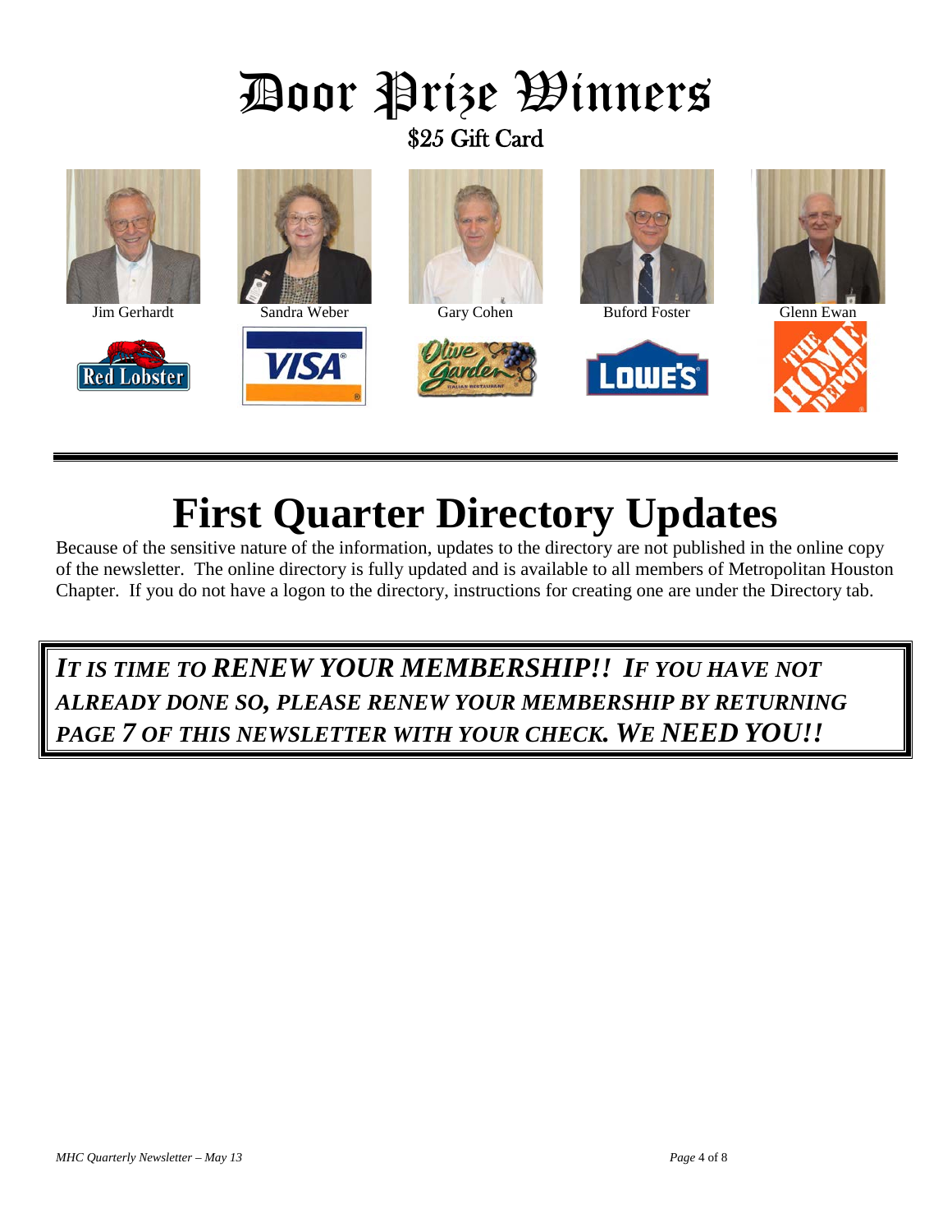# Door Prize Winners

## $25 Gift Card

Jim Gerhardt

Sandra Weber

Gary Cohen

Buford Foster

Glenn Ewan

# First Quarter Directory Updates

Because of the sensitive nature of the information, updates to the directory are not published in the online copy of the newsletter. The online directory is fully updated and is available to all members of Metropolitan Houston Chapter. If you do not have a logon to the directory, instructions for creating one are under the Directory tab.

***IT IS TIME TO RENEW YOUR MEMBERSHIP!! IF YOU HAVE NOT ALREADY DONE SO, PLEASE RENEW YOUR MEMBERSHIP BY RETURNING PAGE 7 OF THIS NEWSLETTER WITH YOUR CHECK. WE NEED YOU!!***